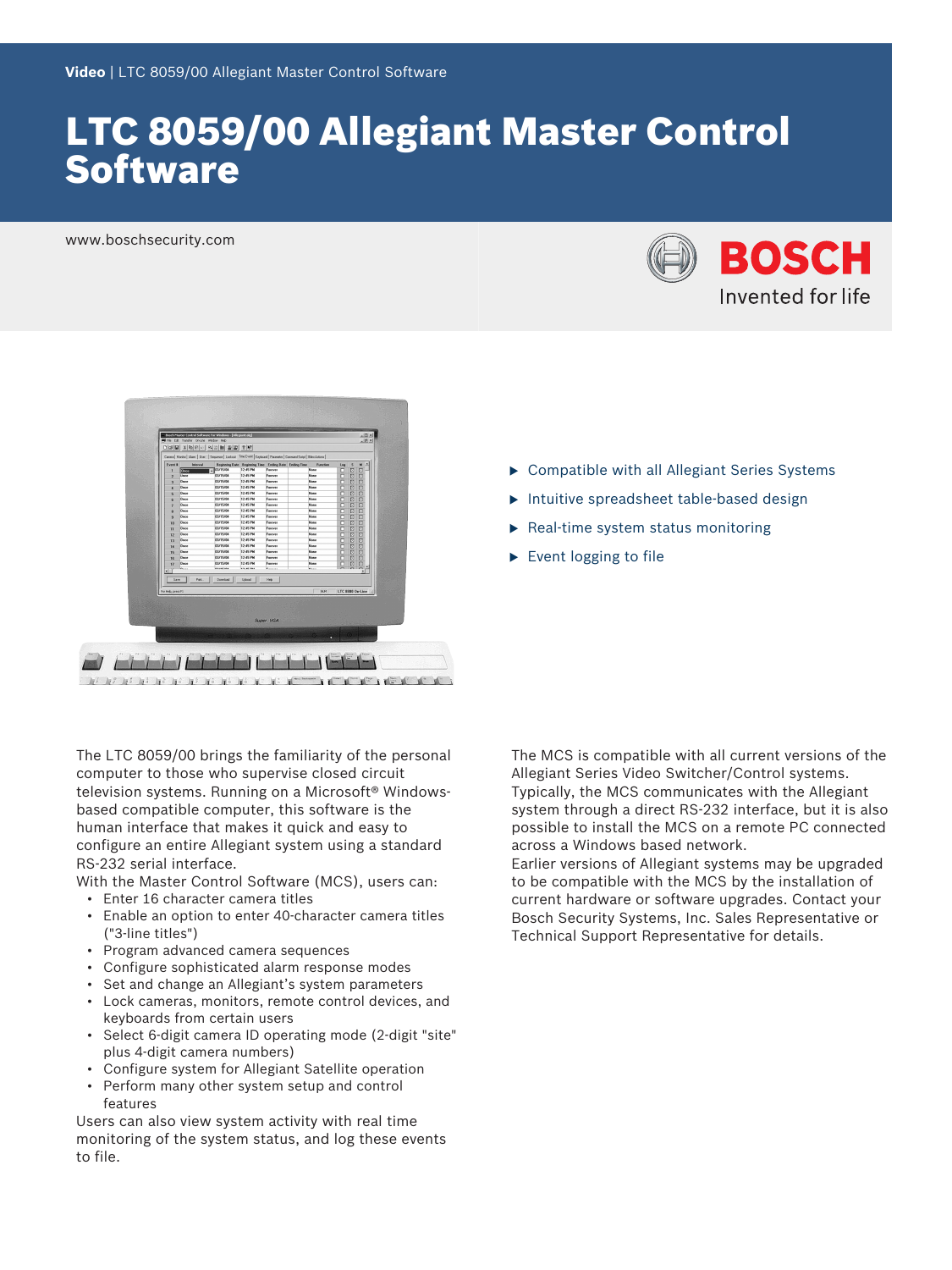Video | LTC 8059/00 Allegiant Master Control Software

# LTC 8059/00 Allegiant Master Control Software

www.boschsecurity.com

- ▶ Compatible with all Allegiant Series Systems
- ▶ Intuitive spreadsheet table-based design
- ▶ Real-time system status monitoring
- ▶ Event logging to file

The LTC 8059/00 brings the familiarity of the personal computer to those who supervise closed circuit television systems. Running on a Microsoft® Windows-based compatible computer, this software is the human interface that makes it quick and easy to configure an entire Allegiant system using a standard RS-232 serial interface.

With the Master Control Software (MCS), users can:

- Enter 16 character camera titles
- Enable an option to enter 40-character camera titles ("3-line titles")
- Program advanced camera sequences
- Configure sophisticated alarm response modes
- Set and change an Allegiant's system parameters
- Lock cameras, monitors, remote control devices, and keyboards from certain users
- Select 6-digit camera ID operating mode (2-digit "site" plus 4-digit camera numbers)
- Configure system for Allegiant Satellite operation
- Perform many other system setup and control features

Users can also view system activity with real time monitoring of the system status, and log these events to file.

The MCS is compatible with all current versions of the Allegiant Series Video Switcher/Control systems. Typically, the MCS communicates with the Allegiant system through a direct RS-232 interface, but it is also possible to install the MCS on a remote PC connected across a Windows based network.

Earlier versions of Allegiant systems may be upgraded to be compatible with the MCS by the installation of current hardware or software upgrades. Contact your Bosch Security Systems, Inc. Sales Representative or Technical Support Representative for details.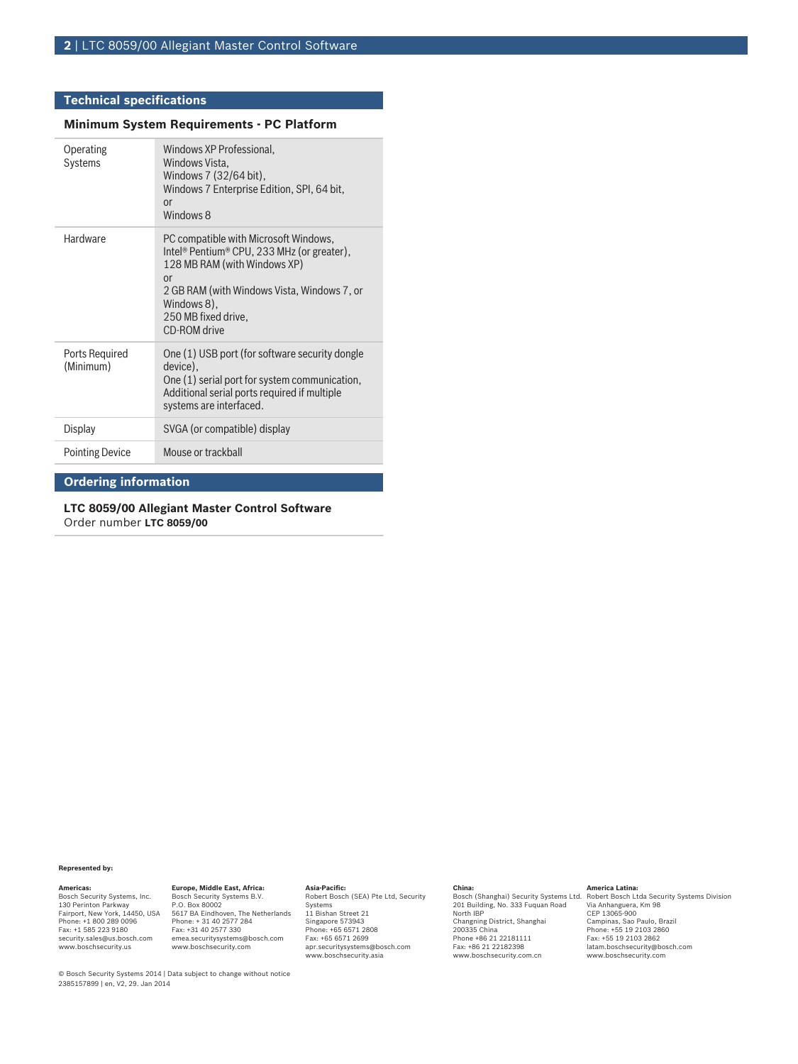## Technical specifications

### Minimum System Requirements - PC Platform

| | |
|---|---|
| Operating Systems | Windows XP Professional,<br>Windows Vista,<br>Windows 7 (32/64 bit),<br>Windows 7 Enterprise Edition, SPI, 64 bit,<br>or<br>Windows 8 |
| Hardware | PC compatible with Microsoft Windows,<br>Intel® Pentium® CPU, 233 MHz (or greater),<br>128 MB RAM (with Windows XP)<br>or<br>2 GB RAM (with Windows Vista, Windows 7, or Windows 8),<br>250 MB fixed drive,<br>CD-ROM drive |
| Ports Required (Minimum) | One (1) USB port (for software security dongle device),<br>One (1) serial port for system communication,<br>Additional serial ports required if multiple systems are interfaced. |
| Display | SVGA (or compatible) display |
| Pointing Device | Mouse or trackball |

## Ordering information

**LTC 8059/00 Allegiant Master Control Software**
Order number **LTC 8059/00**

**Represented by:**

**Americas:**
Bosch Security Systems, Inc.
130 Perinton Parkway
Fairport, New York, 14450, USA
Phone: +1 800 289 0096
Fax: +1 585 223 9180
security.sales@us.bosch.com
www.boschsecurity.us

**Europe, Middle East, Africa:**
Bosch Security Systems B.V.
P.O. Box 80002
5617 BA Eindhoven, The Netherlands
Phone: + 31 40 2577 284
Fax: +31 40 2577 330
emea.securitysystems@bosch.com
www.boschsecurity.com

**Asia-Pacific:**
Robert Bosch (SEA) Pte Ltd, Security Systems
11 Bishan Street 21
Singapore 573943
Phone: +65 6571 2808
Fax: +65 6571 2699
apr.securitysystems@bosch.com
www.boschsecurity.asia

**China:**
Bosch (Shanghai) Security Systems Ltd.
201 Building, No. 333 Fuquan Road
North IBP
Changning District, Shanghai
200335 China
Phone +86 21 22181111
Fax: +86 21 22182398
www.boschsecurity.com.cn

**America Latina:**
Robert Bosch Ltda Security Systems Division
Via Anhanguera, Km 98
CEP 13065-900
Campinas, Sao Paulo, Brazil
Phone: +55 19 2103 2860
Fax: +55 19 2103 2862
latam.boschsecurity@bosch.com
www.boschsecurity.com

© Bosch Security Systems 2014 | Data subject to change without notice
2385157899 | en, V2, 29. Jan 2014